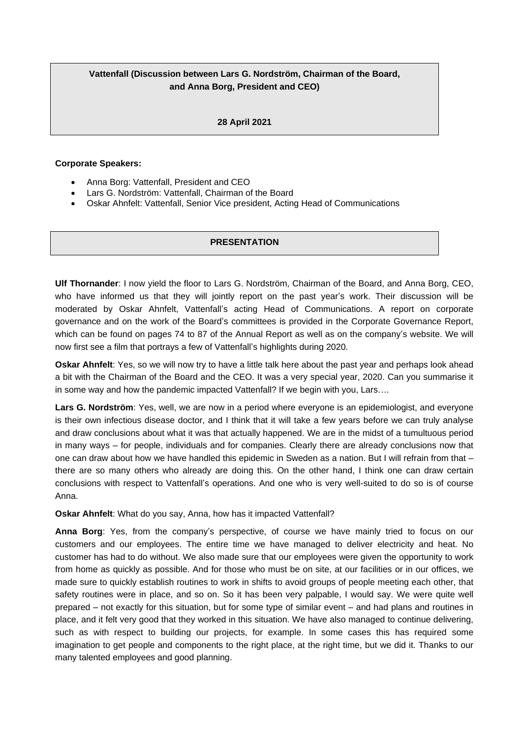**Vattenfall (Discussion between Lars G. Nordström, Chairman of the Board, and Anna Borg, President and CEO)**

**28 April 2021**

**Corporate Speakers:**

- Anna Borg: Vattenfall, President and CEO
- Lars G. Nordström: Vattenfall, Chairman of the Board
- Oskar Ahnfelt: Vattenfall, Senior Vice president, Acting Head of Communications

## PRESENTATION

**Ulf Thornander**: I now yield the floor to Lars G. Nordström, Chairman of the Board, and Anna Borg, CEO, who have informed us that they will jointly report on the past year's work. Their discussion will be moderated by Oskar Ahnfelt, Vattenfall's acting Head of Communications. A report on corporate governance and on the work of the Board's committees is provided in the Corporate Governance Report, which can be found on pages 74 to 87 of the Annual Report as well as on the company's website. We will now first see a film that portrays a few of Vattenfall's highlights during 2020.

**Oskar Ahnfelt**: Yes, so we will now try to have a little talk here about the past year and perhaps look ahead a bit with the Chairman of the Board and the CEO. It was a very special year, 2020. Can you summarise it in some way and how the pandemic impacted Vattenfall? If we begin with you, Lars….

**Lars G. Nordström**: Yes, well, we are now in a period where everyone is an epidemiologist, and everyone is their own infectious disease doctor, and I think that it will take a few years before we can truly analyse and draw conclusions about what it was that actually happened. We are in the midst of a tumultuous period in many ways – for people, individuals and for companies. Clearly there are already conclusions now that one can draw about how we have handled this epidemic in Sweden as a nation. But I will refrain from that – there are so many others who already are doing this. On the other hand, I think one can draw certain conclusions with respect to Vattenfall's operations. And one who is very well-suited to do so is of course Anna.

**Oskar Ahnfelt**: What do you say, Anna, how has it impacted Vattenfall?

**Anna Borg**: Yes, from the company's perspective, of course we have mainly tried to focus on our customers and our employees. The entire time we have managed to deliver electricity and heat. No customer has had to do without. We also made sure that our employees were given the opportunity to work from home as quickly as possible. And for those who must be on site, at our facilities or in our offices, we made sure to quickly establish routines to work in shifts to avoid groups of people meeting each other, that safety routines were in place, and so on. So it has been very palpable, I would say. We were quite well prepared – not exactly for this situation, but for some type of similar event – and had plans and routines in place, and it felt very good that they worked in this situation. We have also managed to continue delivering, such as with respect to building our projects, for example. In some cases this has required some imagination to get people and components to the right place, at the right time, but we did it. Thanks to our many talented employees and good planning.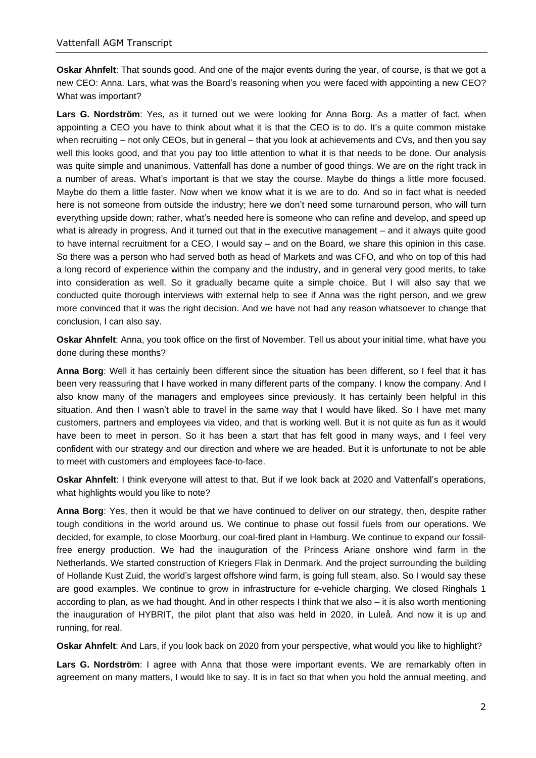**Oskar Ahnfelt**: That sounds good. And one of the major events during the year, of course, is that we got a new CEO: Anna. Lars, what was the Board's reasoning when you were faced with appointing a new CEO? What was important?

**Lars G. Nordström**: Yes, as it turned out we were looking for Anna Borg. As a matter of fact, when appointing a CEO you have to think about what it is that the CEO is to do. It's a quite common mistake when recruiting – not only CEOs, but in general – that you look at achievements and CVs, and then you say well this looks good, and that you pay too little attention to what it is that needs to be done. Our analysis was quite simple and unanimous. Vattenfall has done a number of good things. We are on the right track in a number of areas. What's important is that we stay the course. Maybe do things a little more focused. Maybe do them a little faster. Now when we know what it is we are to do. And so in fact what is needed here is not someone from outside the industry; here we don't need some turnaround person, who will turn everything upside down; rather, what's needed here is someone who can refine and develop, and speed up what is already in progress. And it turned out that in the executive management – and it always quite good to have internal recruitment for a CEO, I would say – and on the Board, we share this opinion in this case. So there was a person who had served both as head of Markets and was CFO, and who on top of this had a long record of experience within the company and the industry, and in general very good merits, to take into consideration as well. So it gradually became quite a simple choice. But I will also say that we conducted quite thorough interviews with external help to see if Anna was the right person, and we grew more convinced that it was the right decision. And we have not had any reason whatsoever to change that conclusion, I can also say.

**Oskar Ahnfelt**: Anna, you took office on the first of November. Tell us about your initial time, what have you done during these months?

**Anna Borg**: Well it has certainly been different since the situation has been different, so I feel that it has been very reassuring that I have worked in many different parts of the company. I know the company. And I also know many of the managers and employees since previously. It has certainly been helpful in this situation. And then I wasn't able to travel in the same way that I would have liked. So I have met many customers, partners and employees via video, and that is working well. But it is not quite as fun as it would have been to meet in person. So it has been a start that has felt good in many ways, and I feel very confident with our strategy and our direction and where we are headed. But it is unfortunate to not be able to meet with customers and employees face-to-face.

**Oskar Ahnfelt**: I think everyone will attest to that. But if we look back at 2020 and Vattenfall's operations, what highlights would you like to note?

**Anna Borg**: Yes, then it would be that we have continued to deliver on our strategy, then, despite rather tough conditions in the world around us. We continue to phase out fossil fuels from our operations. We decided, for example, to close Moorburg, our coal-fired plant in Hamburg. We continue to expand our fossil-free energy production. We had the inauguration of the Princess Ariane onshore wind farm in the Netherlands. We started construction of Kriegers Flak in Denmark. And the project surrounding the building of Hollande Kust Zuid, the world's largest offshore wind farm, is going full steam, also. So I would say these are good examples. We continue to grow in infrastructure for e-vehicle charging. We closed Ringhals 1 according to plan, as we had thought. And in other respects I think that we also – it is also worth mentioning the inauguration of HYBRIT, the pilot plant that also was held in 2020, in Luleå. And now it is up and running, for real.

**Oskar Ahnfelt**: And Lars, if you look back on 2020 from your perspective, what would you like to highlight?

**Lars G. Nordström**: I agree with Anna that those were important events. We are remarkably often in agreement on many matters, I would like to say. It is in fact so that when you hold the annual meeting, and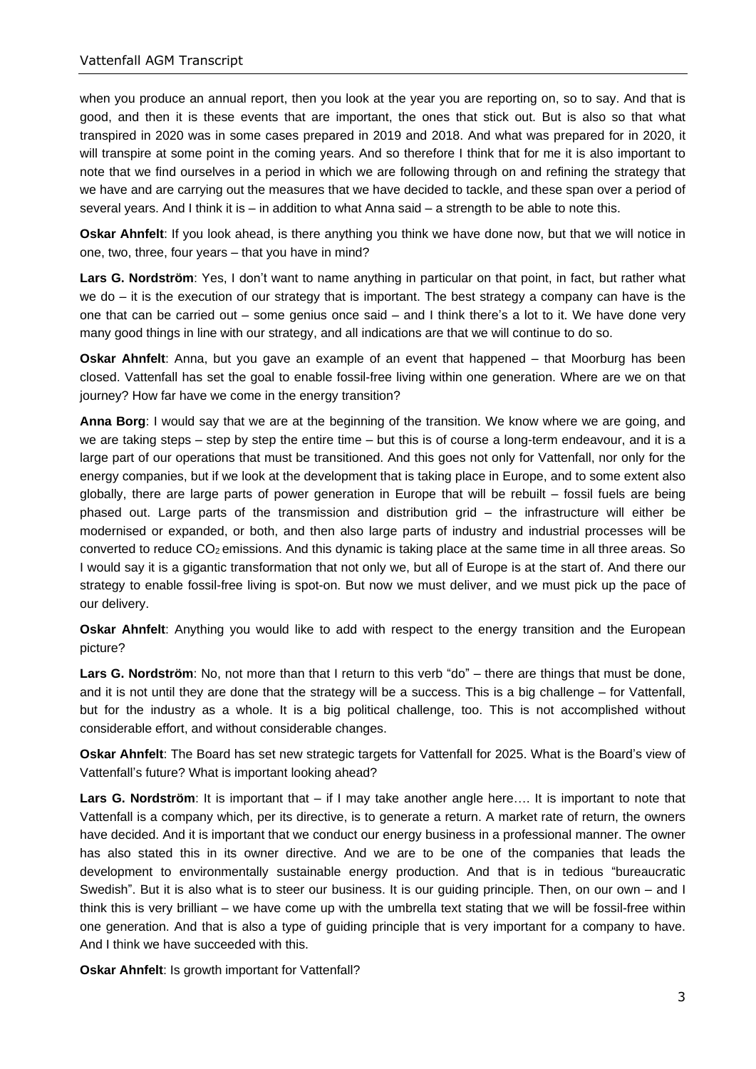when you produce an annual report, then you look at the year you are reporting on, so to say. And that is good, and then it is these events that are important, the ones that stick out. But is also so that what transpired in 2020 was in some cases prepared in 2019 and 2018. And what was prepared for in 2020, it will transpire at some point in the coming years. And so therefore I think that for me it is also important to note that we find ourselves in a period in which we are following through on and refining the strategy that we have and are carrying out the measures that we have decided to tackle, and these span over a period of several years. And I think it is – in addition to what Anna said – a strength to be able to note this.

**Oskar Ahnfelt**: If you look ahead, is there anything you think we have done now, but that we will notice in one, two, three, four years – that you have in mind?

**Lars G. Nordström**: Yes, I don't want to name anything in particular on that point, in fact, but rather what we do – it is the execution of our strategy that is important. The best strategy a company can have is the one that can be carried out – some genius once said – and I think there's a lot to it. We have done very many good things in line with our strategy, and all indications are that we will continue to do so.

**Oskar Ahnfelt**: Anna, but you gave an example of an event that happened – that Moorburg has been closed. Vattenfall has set the goal to enable fossil-free living within one generation. Where are we on that journey? How far have we come in the energy transition?

**Anna Borg**: I would say that we are at the beginning of the transition. We know where we are going, and we are taking steps – step by step the entire time – but this is of course a long-term endeavour, and it is a large part of our operations that must be transitioned. And this goes not only for Vattenfall, nor only for the energy companies, but if we look at the development that is taking place in Europe, and to some extent also globally, there are large parts of power generation in Europe that will be rebuilt – fossil fuels are being phased out. Large parts of the transmission and distribution grid – the infrastructure will either be modernised or expanded, or both, and then also large parts of industry and industrial processes will be converted to reduce $CO_2$ emissions. And this dynamic is taking place at the same time in all three areas. So I would say it is a gigantic transformation that not only we, but all of Europe is at the start of. And there our strategy to enable fossil-free living is spot-on. But now we must deliver, and we must pick up the pace of our delivery.

**Oskar Ahnfelt**: Anything you would like to add with respect to the energy transition and the European picture?

**Lars G. Nordström**: No, not more than that I return to this verb "do" – there are things that must be done, and it is not until they are done that the strategy will be a success. This is a big challenge – for Vattenfall, but for the industry as a whole. It is a big political challenge, too. This is not accomplished without considerable effort, and without considerable changes.

**Oskar Ahnfelt**: The Board has set new strategic targets for Vattenfall for 2025. What is the Board's view of Vattenfall's future? What is important looking ahead?

**Lars G. Nordström**: It is important that – if I may take another angle here…. It is important to note that Vattenfall is a company which, per its directive, is to generate a return. A market rate of return, the owners have decided. And it is important that we conduct our energy business in a professional manner. The owner has also stated this in its owner directive. And we are to be one of the companies that leads the development to environmentally sustainable energy production. And that is in tedious "bureaucratic Swedish". But it is also what is to steer our business. It is our guiding principle. Then, on our own – and I think this is very brilliant – we have come up with the umbrella text stating that we will be fossil-free within one generation. And that is also a type of guiding principle that is very important for a company to have. And I think we have succeeded with this.

**Oskar Ahnfelt**: Is growth important for Vattenfall?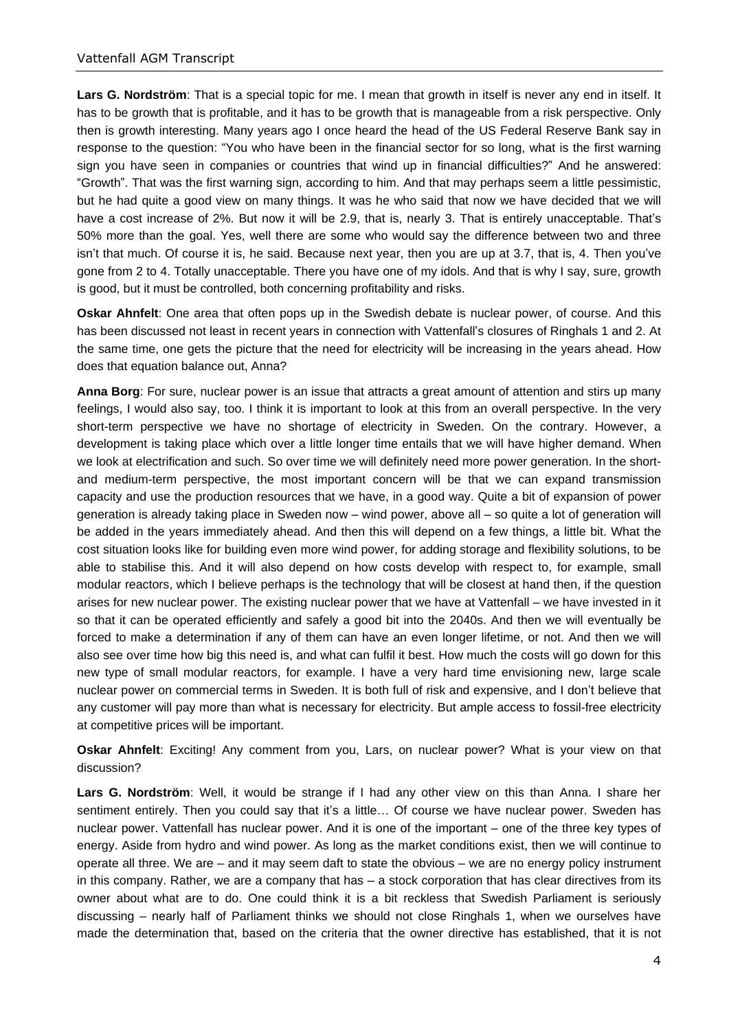**Lars G. Nordström**: That is a special topic for me. I mean that growth in itself is never any end in itself. It has to be growth that is profitable, and it has to be growth that is manageable from a risk perspective. Only then is growth interesting. Many years ago I once heard the head of the US Federal Reserve Bank say in response to the question: "You who have been in the financial sector for so long, what is the first warning sign you have seen in companies or countries that wind up in financial difficulties?" And he answered: "Growth". That was the first warning sign, according to him. And that may perhaps seem a little pessimistic, but he had quite a good view on many things. It was he who said that now we have decided that we will have a cost increase of 2%. But now it will be 2.9, that is, nearly 3. That is entirely unacceptable. That's 50% more than the goal. Yes, well there are some who would say the difference between two and three isn't that much. Of course it is, he said. Because next year, then you are up at 3.7, that is, 4. Then you've gone from 2 to 4. Totally unacceptable. There you have one of my idols. And that is why I say, sure, growth is good, but it must be controlled, both concerning profitability and risks.

**Oskar Ahnfelt**: One area that often pops up in the Swedish debate is nuclear power, of course. And this has been discussed not least in recent years in connection with Vattenfall's closures of Ringhals 1 and 2. At the same time, one gets the picture that the need for electricity will be increasing in the years ahead. How does that equation balance out, Anna?

**Anna Borg**: For sure, nuclear power is an issue that attracts a great amount of attention and stirs up many feelings, I would also say, too. I think it is important to look at this from an overall perspective. In the very short-term perspective we have no shortage of electricity in Sweden. On the contrary. However, a development is taking place which over a little longer time entails that we will have higher demand. When we look at electrification and such. So over time we will definitely need more power generation. In the short- and medium-term perspective, the most important concern will be that we can expand transmission capacity and use the production resources that we have, in a good way. Quite a bit of expansion of power generation is already taking place in Sweden now – wind power, above all – so quite a lot of generation will be added in the years immediately ahead. And then this will depend on a few things, a little bit. What the cost situation looks like for building even more wind power, for adding storage and flexibility solutions, to be able to stabilise this. And it will also depend on how costs develop with respect to, for example, small modular reactors, which I believe perhaps is the technology that will be closest at hand then, if the question arises for new nuclear power. The existing nuclear power that we have at Vattenfall – we have invested in it so that it can be operated efficiently and safely a good bit into the 2040s. And then we will eventually be forced to make a determination if any of them can have an even longer lifetime, or not. And then we will also see over time how big this need is, and what can fulfil it best. How much the costs will go down for this new type of small modular reactors, for example. I have a very hard time envisioning new, large scale nuclear power on commercial terms in Sweden. It is both full of risk and expensive, and I don't believe that any customer will pay more than what is necessary for electricity. But ample access to fossil-free electricity at competitive prices will be important.

**Oskar Ahnfelt**: Exciting! Any comment from you, Lars, on nuclear power? What is your view on that discussion?

**Lars G. Nordström**: Well, it would be strange if I had any other view on this than Anna. I share her sentiment entirely. Then you could say that it's a little… Of course we have nuclear power. Sweden has nuclear power. Vattenfall has nuclear power. And it is one of the important – one of the three key types of energy. Aside from hydro and wind power. As long as the market conditions exist, then we will continue to operate all three. We are – and it may seem daft to state the obvious – we are no energy policy instrument in this company. Rather, we are a company that has – a stock corporation that has clear directives from its owner about what are to do. One could think it is a bit reckless that Swedish Parliament is seriously discussing – nearly half of Parliament thinks we should not close Ringhals 1, when we ourselves have made the determination that, based on the criteria that the owner directive has established, that it is not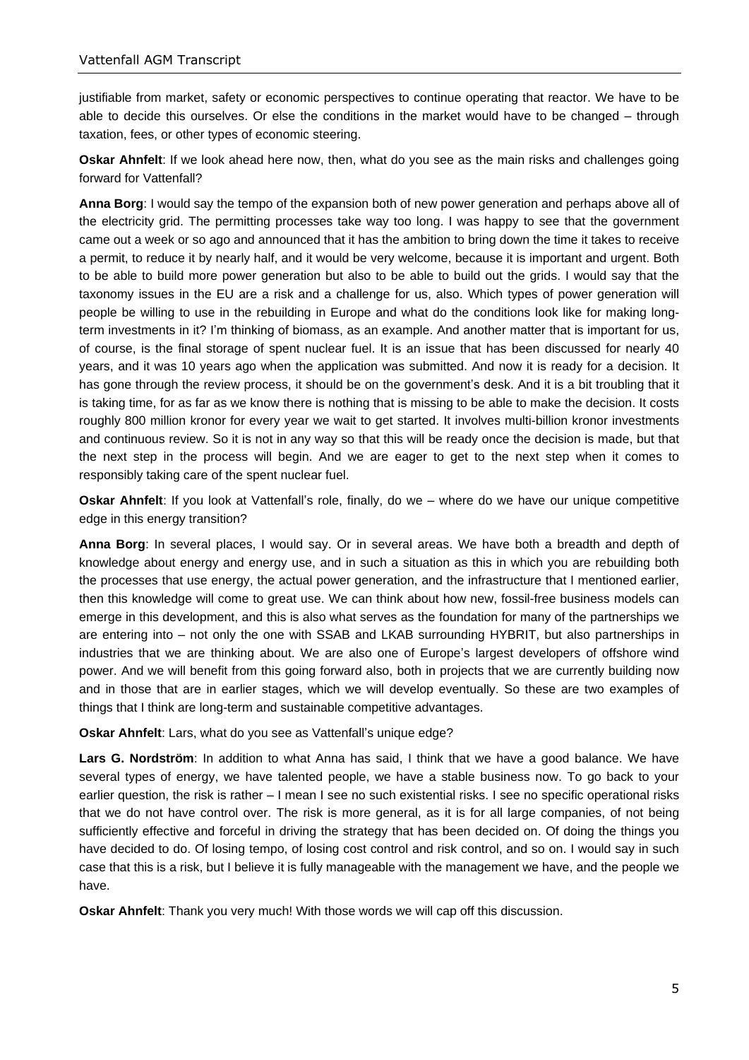justifiable from market, safety or economic perspectives to continue operating that reactor. We have to be able to decide this ourselves. Or else the conditions in the market would have to be changed – through taxation, fees, or other types of economic steering.

**Oskar Ahnfelt**: If we look ahead here now, then, what do you see as the main risks and challenges going forward for Vattenfall?

**Anna Borg**: I would say the tempo of the expansion both of new power generation and perhaps above all of the electricity grid. The permitting processes take way too long. I was happy to see that the government came out a week or so ago and announced that it has the ambition to bring down the time it takes to receive a permit, to reduce it by nearly half, and it would be very welcome, because it is important and urgent. Both to be able to build more power generation but also to be able to build out the grids. I would say that the taxonomy issues in the EU are a risk and a challenge for us, also. Which types of power generation will people be willing to use in the rebuilding in Europe and what do the conditions look like for making long-term investments in it? I'm thinking of biomass, as an example. And another matter that is important for us, of course, is the final storage of spent nuclear fuel. It is an issue that has been discussed for nearly 40 years, and it was 10 years ago when the application was submitted. And now it is ready for a decision. It has gone through the review process, it should be on the government's desk. And it is a bit troubling that it is taking time, for as far as we know there is nothing that is missing to be able to make the decision. It costs roughly 800 million kronor for every year we wait to get started. It involves multi-billion kronor investments and continuous review. So it is not in any way so that this will be ready once the decision is made, but that the next step in the process will begin. And we are eager to get to the next step when it comes to responsibly taking care of the spent nuclear fuel.

**Oskar Ahnfelt**: If you look at Vattenfall's role, finally, do we – where do we have our unique competitive edge in this energy transition?

**Anna Borg**: In several places, I would say. Or in several areas. We have both a breadth and depth of knowledge about energy and energy use, and in such a situation as this in which you are rebuilding both the processes that use energy, the actual power generation, and the infrastructure that I mentioned earlier, then this knowledge will come to great use. We can think about how new, fossil-free business models can emerge in this development, and this is also what serves as the foundation for many of the partnerships we are entering into – not only the one with SSAB and LKAB surrounding HYBRIT, but also partnerships in industries that we are thinking about. We are also one of Europe's largest developers of offshore wind power. And we will benefit from this going forward also, both in projects that we are currently building now and in those that are in earlier stages, which we will develop eventually. So these are two examples of things that I think are long-term and sustainable competitive advantages.

**Oskar Ahnfelt**: Lars, what do you see as Vattenfall's unique edge?

**Lars G. Nordström**: In addition to what Anna has said, I think that we have a good balance. We have several types of energy, we have talented people, we have a stable business now. To go back to your earlier question, the risk is rather – I mean I see no such existential risks. I see no specific operational risks that we do not have control over. The risk is more general, as it is for all large companies, of not being sufficiently effective and forceful in driving the strategy that has been decided on. Of doing the things you have decided to do. Of losing tempo, of losing cost control and risk control, and so on. I would say in such case that this is a risk, but I believe it is fully manageable with the management we have, and the people we have.

**Oskar Ahnfelt**: Thank you very much! With those words we will cap off this discussion.